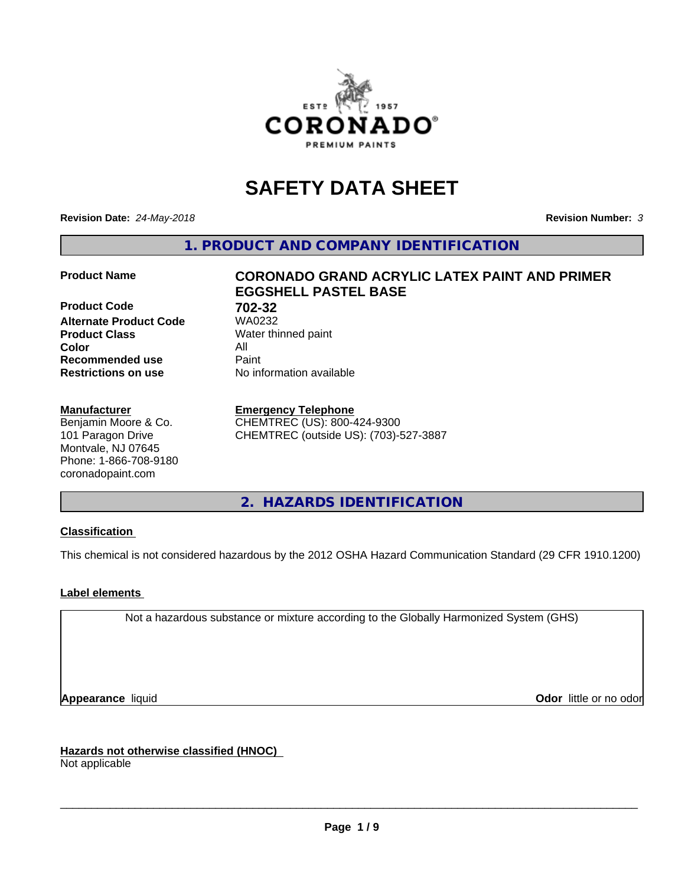# SAFETY DATA SHEET

**Revision Date:** *24-May-2018* **Revision Number:** *3*

## 1. PRODUCT AND COMPANY IDENTIFICATION

| | |
|---|---|
| **Product Name** | **CORONADO GRAND ACRYLIC LATEX PAINT AND PRIMER EGGSHELL PASTEL BASE** |
| **Product Code** | **702-32** |
| **Alternate Product Code** | WA0232 |
| **Product Class** | Water thinned paint |
| **Color** | All |
| **Recommended use** | Paint |
| **Restrictions on use** | No information available |

**Manufacturer**
Benjamin Moore & Co.
101 Paragon Drive
Montvale, NJ 07645
Phone: 1-866-708-9180
coronadopaint.com

**Emergency Telephone**
CHEMTREC (US): 800-424-9300
CHEMTREC (outside US): (703)-527-3887

## 2. HAZARDS IDENTIFICATION

**Classification**

This chemical is not considered hazardous by the 2012 OSHA Hazard Communication Standard (29 CFR 1910.1200)

**Label elements**

Not a hazardous substance or mixture according to the Globally Harmonized System (GHS)

**Appearance** liquid **Odor** little or no odor

**Hazards not otherwise classified (HNOC)**
Not applicable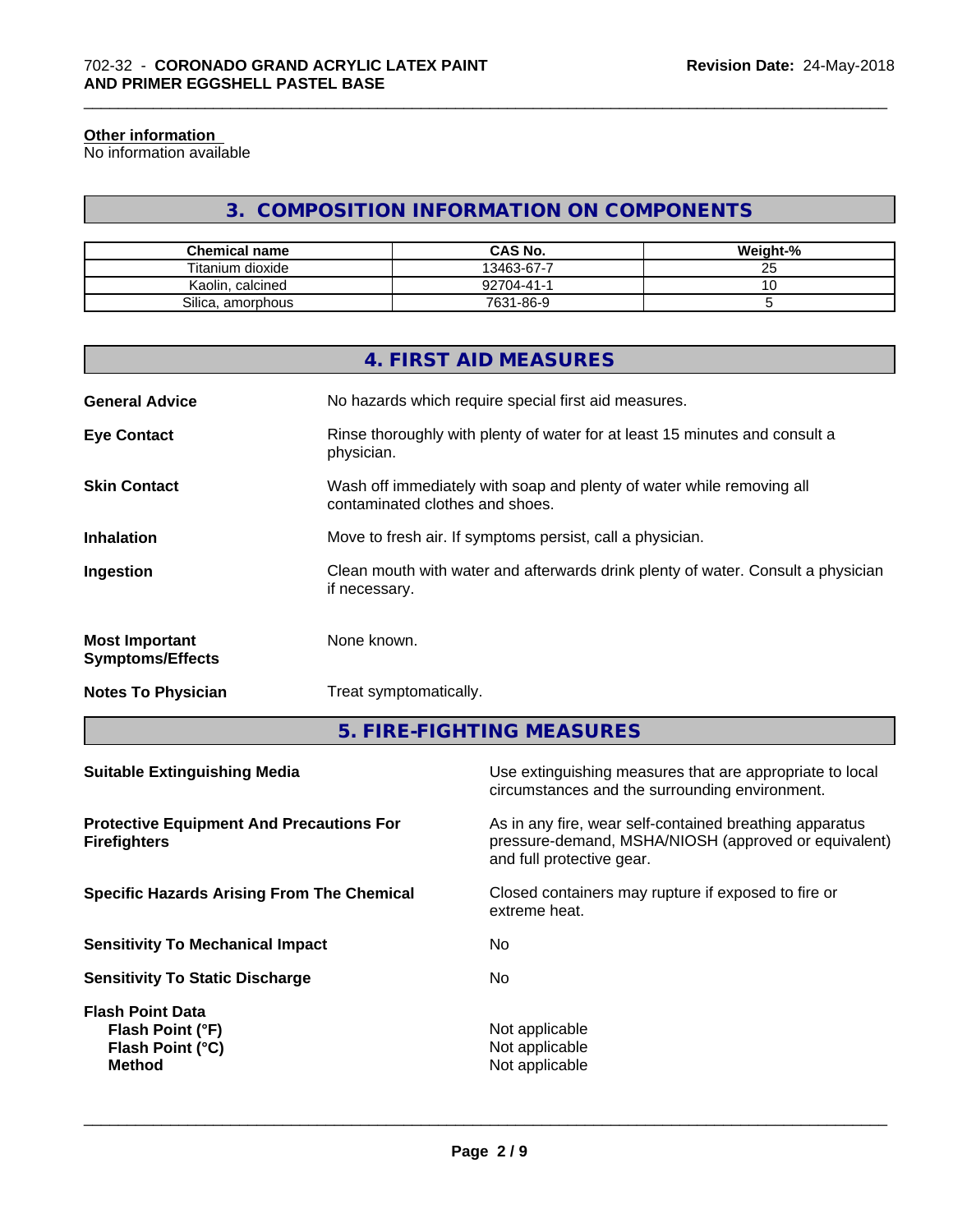#### Other information

No information available

## 3. COMPOSITION INFORMATION ON COMPONENTS

| Chemical name | CAS No. | Weight-% |
|---|---|---|
| Titanium dioxide | 13463-67-7 | 25 |
| Kaolin, calcined | 92704-41-1 | 10 |
| Silica, amorphous | 7631-86-9 | 5 |

## 4. FIRST AID MEASURES

**General Advice**
No hazards which require special first aid measures.

**Eye Contact**
Rinse thoroughly with plenty of water for at least 15 minutes and consult a physician.

**Skin Contact**
Wash off immediately with soap and plenty of water while removing all contaminated clothes and shoes.

**Inhalation**
Move to fresh air. If symptoms persist, call a physician.

**Ingestion**
Clean mouth with water and afterwards drink plenty of water. Consult a physician if necessary.

**Most Important Symptoms/Effects**
None known.

**Notes To Physician**
Treat symptomatically.

## 5. FIRE-FIGHTING MEASURES

**Suitable Extinguishing Media**
Use extinguishing measures that are appropriate to local circumstances and the surrounding environment.

**Protective Equipment And Precautions For Firefighters**
As in any fire, wear self-contained breathing apparatus pressure-demand, MSHA/NIOSH (approved or equivalent) and full protective gear.

**Specific Hazards Arising From The Chemical**
Closed containers may rupture if exposed to fire or extreme heat.

**Sensitivity To Mechanical Impact**
No

**Sensitivity To Static Discharge**
No

**Flash Point Data**

- **Flash Point (°F)**: Not applicable
- **Flash Point (°C)**: Not applicable
- **Method**: Not applicable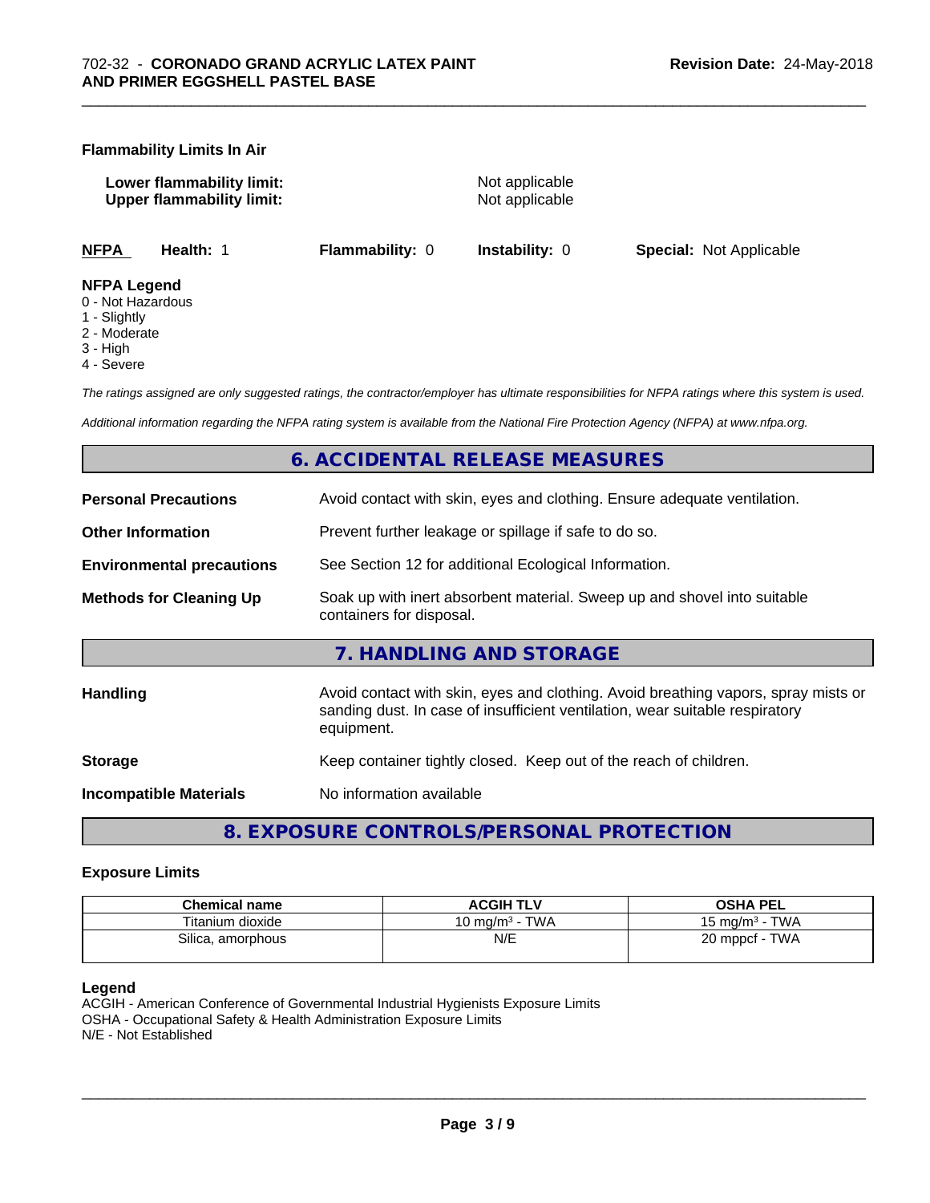**Flammability Limits In Air**

**Lower flammability limit:** Not applicable
**Upper flammability limit:** Not applicable

| NFPA | Health: 1 | Flammability: 0 | Instability: 0 | Special: Not Applicable |
|---|---|---|---|---|

**NFPA Legend**
0 - Not Hazardous
1 - Slightly
2 - Moderate
3 - High
4 - Severe

*The ratings assigned are only suggested ratings, the contractor/employer has ultimate responsibilities for NFPA ratings where this system is used.*

*Additional information regarding the NFPA rating system is available from the National Fire Protection Agency (NFPA) at www.nfpa.org.*

## 6. ACCIDENTAL RELEASE MEASURES

**Personal Precautions** Avoid contact with skin, eyes and clothing. Ensure adequate ventilation.

**Other Information** Prevent further leakage or spillage if safe to do so.

**Environmental precautions** See Section 12 for additional Ecological Information.

**Methods for Cleaning Up** Soak up with inert absorbent material. Sweep up and shovel into suitable containers for disposal.

## 7. HANDLING AND STORAGE

**Handling** Avoid contact with skin, eyes and clothing. Avoid breathing vapors, spray mists or sanding dust. In case of insufficient ventilation, wear suitable respiratory equipment.

**Storage** Keep container tightly closed. Keep out of the reach of children.

**Incompatible Materials** No information available

## 8. EXPOSURE CONTROLS/PERSONAL PROTECTION

### Exposure Limits

| Chemical name | ACGIH TLV | OSHA PEL |
|---|---|---|
| Titanium dioxide | 10 mg/m³ - TWA | 15 mg/m³ - TWA |
| Silica, amorphous | N/E | 20 mppcf - TWA |

**Legend**
ACGIH - American Conference of Governmental Industrial Hygienists Exposure Limits
OSHA - Occupational Safety & Health Administration Exposure Limits
N/E - Not Established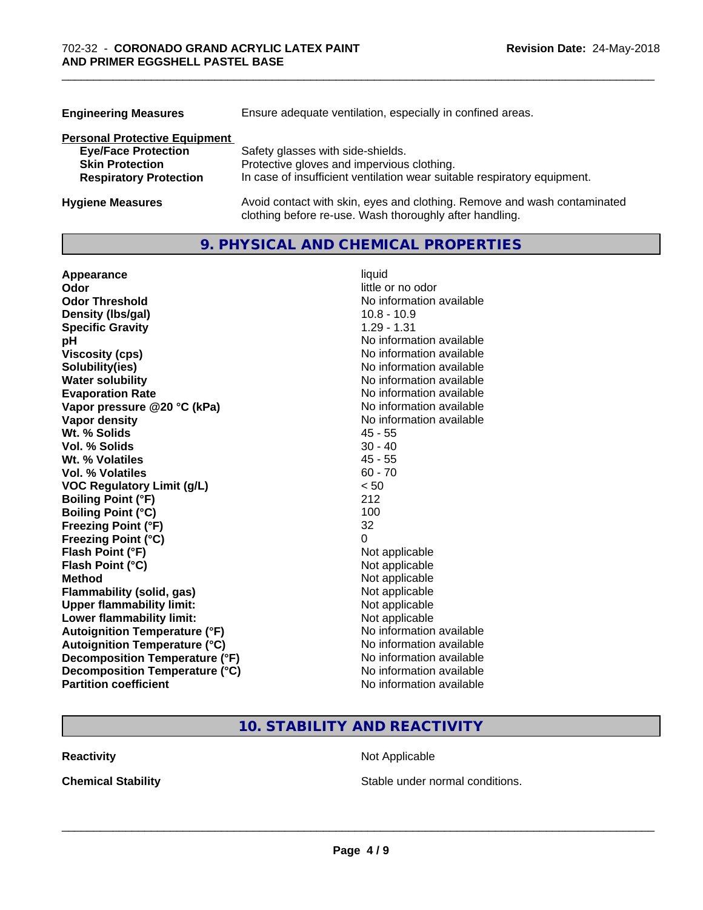| | |
|---|---|
| **Engineering Measures** | Ensure adequate ventilation, especially in confined areas. |

**Personal Protective Equipment**

| | |
|---|---|
| **Eye/Face Protection** | Safety glasses with side-shields. |
| **Skin Protection** | Protective gloves and impervious clothing. |
| **Respiratory Protection** | In case of insufficient ventilation wear suitable respiratory equipment. |

| | |
|---|---|
| **Hygiene Measures** | Avoid contact with skin, eyes and clothing. Remove and wash contaminated clothing before re-use. Wash thoroughly after handling. |

## 9. PHYSICAL AND CHEMICAL PROPERTIES

| | |
|---|---|
| **Appearance** | liquid |
| **Odor** | little or no odor |
| **Odor Threshold** | No information available |
| **Density (lbs/gal)** | 10.8 - 10.9 |
| **Specific Gravity** | 1.29 - 1.31 |
| **pH** | No information available |
| **Viscosity (cps)** | No information available |
| **Solubility(ies)** | No information available |
| **Water solubility** | No information available |
| **Evaporation Rate** | No information available |
| **Vapor pressure @20 °C (kPa)** | No information available |
| **Vapor density** | No information available |
| **Wt. % Solids** | 45 - 55 |
| **Vol. % Solids** | 30 - 40 |
| **Wt. % Volatiles** | 45 - 55 |
| **Vol. % Volatiles** | 60 - 70 |
| **VOC Regulatory Limit (g/L)** | < 50 |
| **Boiling Point (°F)** | 212 |
| **Boiling Point (°C)** | 100 |
| **Freezing Point (°F)** | 32 |
| **Freezing Point (°C)** | 0 |
| **Flash Point (°F)** | Not applicable |
| **Flash Point (°C)** | Not applicable |
| **Method** | Not applicable |
| **Flammability (solid, gas)** | Not applicable |
| **Upper flammability limit:** | Not applicable |
| **Lower flammability limit:** | Not applicable |
| **Autoignition Temperature (°F)** | No information available |
| **Autoignition Temperature (°C)** | No information available |
| **Decomposition Temperature (°F)** | No information available |
| **Decomposition Temperature (°C)** | No information available |
| **Partition coefficient** | No information available |

## 10. STABILITY AND REACTIVITY

| | |
|---|---|
| **Reactivity** | Not Applicable |
| **Chemical Stability** | Stable under normal conditions. |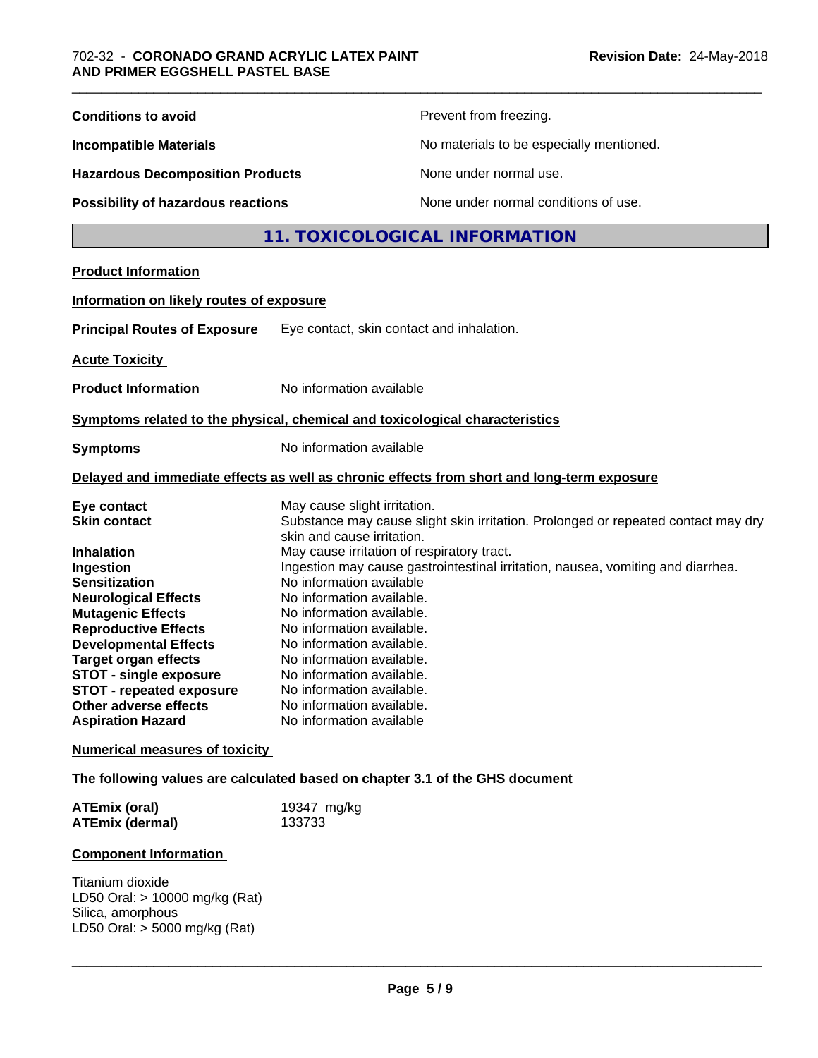| | |
|---|---|
| **Conditions to avoid** | Prevent from freezing. |
| **Incompatible Materials** | No materials to be especially mentioned. |
| **Hazardous Decomposition Products** | None under normal use. |
| **Possibility of hazardous reactions** | None under normal conditions of use. |

## 11. TOXICOLOGICAL INFORMATION

**Product Information**

**Information on likely routes of exposure**

**Principal Routes of Exposure** Eye contact, skin contact and inhalation.

**Acute Toxicity**

**Product Information** No information available

**Symptoms related to the physical, chemical and toxicological characteristics**

**Symptoms** No information available

**Delayed and immediate effects as well as chronic effects from short and long-term exposure**

| | |
|---|---|
| **Eye contact** | May cause slight irritation. |
| **Skin contact** | Substance may cause slight skin irritation. Prolonged or repeated contact may dry skin and cause irritation. |
| **Inhalation** | May cause irritation of respiratory tract. |
| **Ingestion** | Ingestion may cause gastrointestinal irritation, nausea, vomiting and diarrhea. |
| **Sensitization** | No information available |
| **Neurological Effects** | No information available. |
| **Mutagenic Effects** | No information available. |
| **Reproductive Effects** | No information available. |
| **Developmental Effects** | No information available. |
| **Target organ effects** | No information available. |
| **STOT - single exposure** | No information available. |
| **STOT - repeated exposure** | No information available. |
| **Other adverse effects** | No information available. |
| **Aspiration Hazard** | No information available |

**Numerical measures of toxicity**

**The following values are calculated based on chapter 3.1 of the GHS document**

| | |
|---|---|
| **ATEmix (oral)** | 19347 mg/kg |
| **ATEmix (dermal)** | 133733 |

**Component Information**

Titanium dioxide
LD50 Oral: > 10000 mg/kg (Rat)
Silica, amorphous
LD50 Oral: > 5000 mg/kg (Rat)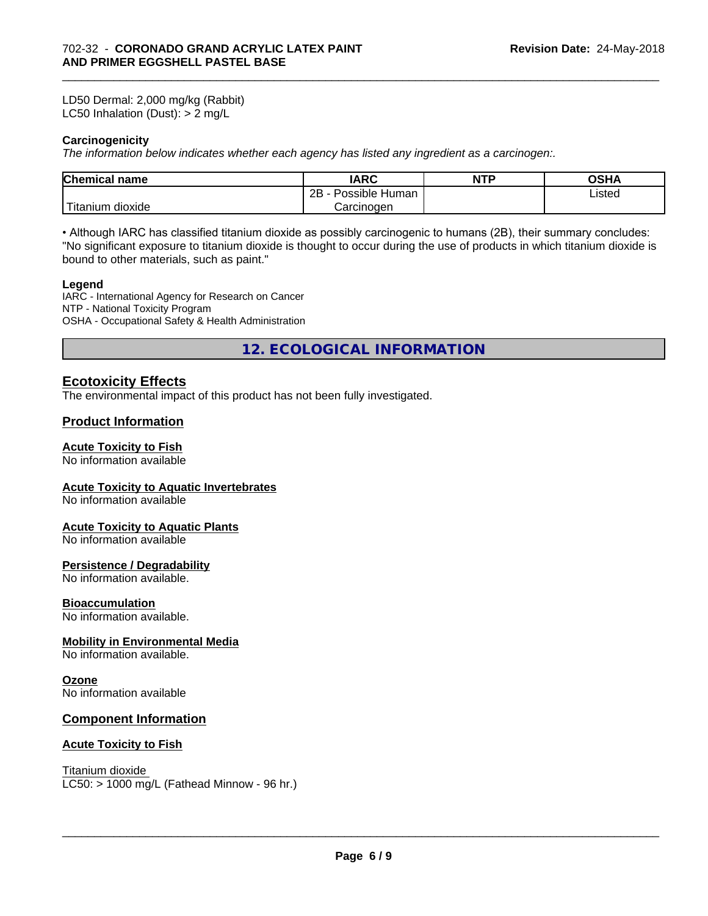LD50 Dermal: 2,000 mg/kg (Rabbit)
LC50 Inhalation (Dust): > 2 mg/L

**Carcinogenicity**

*The information below indicates whether each agency has listed any ingredient as a carcinogen:.*

| Chemical name | IARC | NTP | OSHA |
|---|---|---|---|
| Titanium dioxide | 2B - Possible Human Carcinogen | | Listed |

• Although IARC has classified titanium dioxide as possibly carcinogenic to humans (2B), their summary concludes: "No significant exposure to titanium dioxide is thought to occur during the use of products in which titanium dioxide is bound to other materials, such as paint."

**Legend**

IARC - International Agency for Research on Cancer
NTP - National Toxicity Program
OSHA - Occupational Safety & Health Administration

## 12. ECOLOGICAL INFORMATION

### Ecotoxicity Effects

The environmental impact of this product has not been fully investigated.

### Product Information

**Acute Toxicity to Fish**
No information available

**Acute Toxicity to Aquatic Invertebrates**
No information available

**Acute Toxicity to Aquatic Plants**
No information available

**Persistence / Degradability**
No information available.

**Bioaccumulation**
No information available.

**Mobility in Environmental Media**
No information available.

**Ozone**
No information available

### Component Information

**Acute Toxicity to Fish**

Titanium dioxide
LC50: > 1000 mg/L (Fathead Minnow - 96 hr.)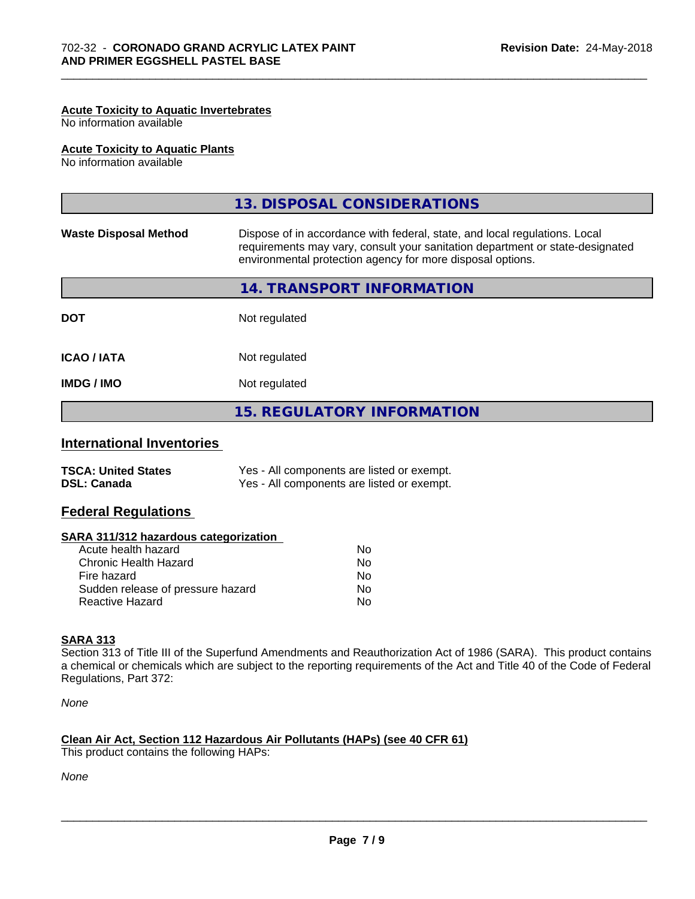**Acute Toxicity to Aquatic Invertebrates**
No information available

**Acute Toxicity to Aquatic Plants**
No information available

## 13. DISPOSAL CONSIDERATIONS

| | |
|---|---|
| **Waste Disposal Method** | Dispose of in accordance with federal, state, and local regulations. Local requirements may vary, consult your sanitation department or state-designated environmental protection agency for more disposal options. |

## 14. TRANSPORT INFORMATION

| | |
|---|---|
| **DOT** | Not regulated |
| **ICAO / IATA** | Not regulated |
| **IMDG / IMO** | Not regulated |

## 15. REGULATORY INFORMATION

### International Inventories

| | |
|---|---|
| **TSCA: United States** | Yes - All components are listed or exempt. |
| **DSL: Canada** | Yes - All components are listed or exempt. |

### Federal Regulations

**SARA 311/312 hazardous categorization**

| | |
|---|---|
| Acute health hazard | No |
| Chronic Health Hazard | No |
| Fire hazard | No |
| Sudden release of pressure hazard | No |
| Reactive Hazard | No |

**SARA 313**
Section 313 of Title III of the Superfund Amendments and Reauthorization Act of 1986 (SARA). This product contains a chemical or chemicals which are subject to the reporting requirements of the Act and Title 40 of the Code of Federal Regulations, Part 372:

*None*

**Clean Air Act, Section 112 Hazardous Air Pollutants (HAPs) (see 40 CFR 61)**
This product contains the following HAPs:

*None*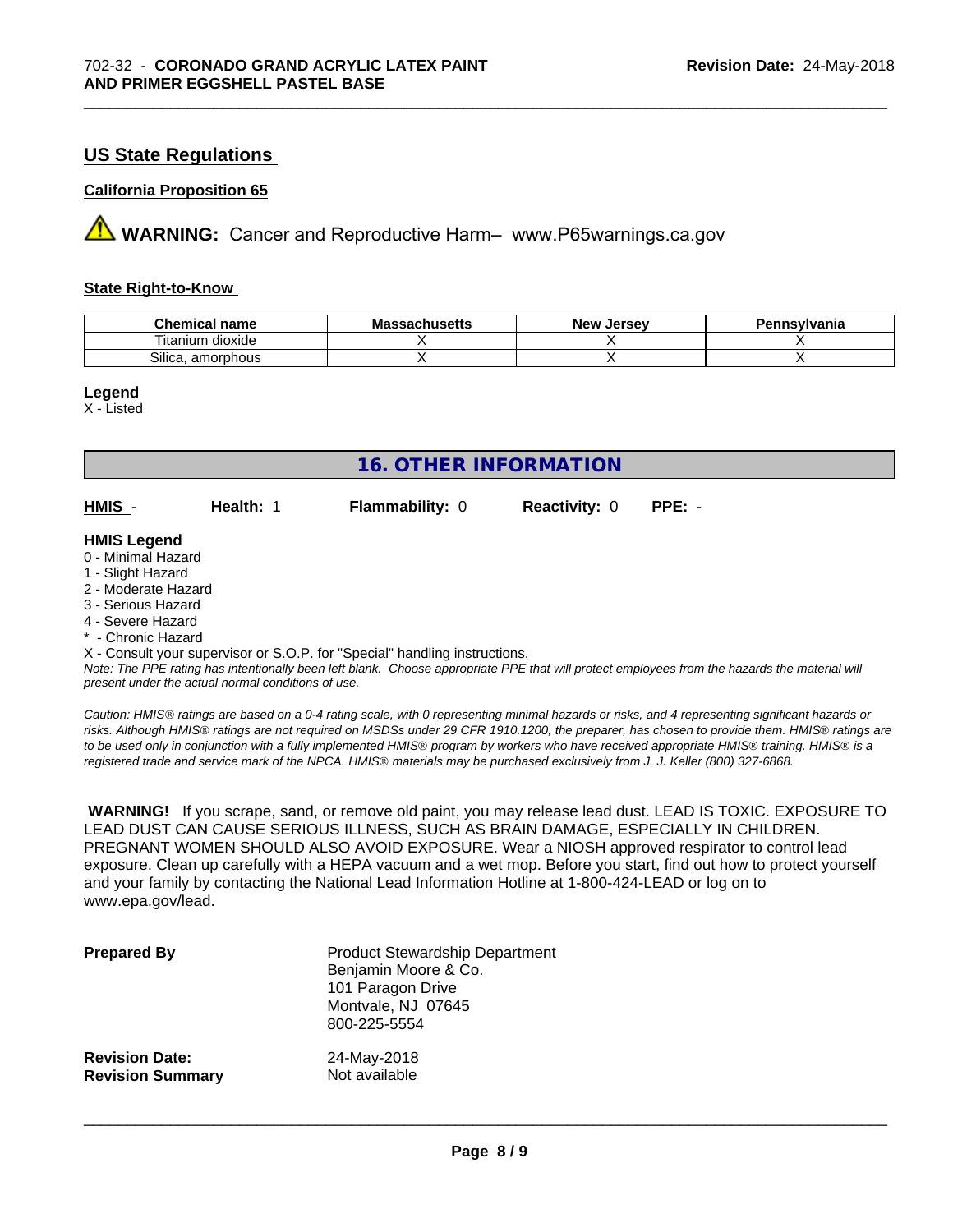## US State Regulations

### California Proposition 65

**WARNING:** Cancer and Reproductive Harm– www.P65warnings.ca.gov

### State Right-to-Know

| Chemical name | Massachusetts | New Jersey | Pennsylvania |
|---|---|---|---|
| Titanium dioxide | X | X | X |
| Silica, amorphous | X | X | X |

**Legend**
X - Listed

# 16. OTHER INFORMATION

**HMIS** - **Health:** 1 **Flammability:** 0 **Reactivity:** 0 **PPE:** -

**HMIS Legend**
0 - Minimal Hazard
1 - Slight Hazard
2 - Moderate Hazard
3 - Serious Hazard
4 - Severe Hazard
* - Chronic Hazard
X - Consult your supervisor or S.O.P. for "Special" handling instructions.

*Note: The PPE rating has intentionally been left blank. Choose appropriate PPE that will protect employees from the hazards the material will present under the actual normal conditions of use.*

*Caution: HMIS® ratings are based on a 0-4 rating scale, with 0 representing minimal hazards or risks, and 4 representing significant hazards or risks. Although HMIS® ratings are not required on MSDSs under 29 CFR 1910.1200, the preparer, has chosen to provide them. HMIS® ratings are to be used only in conjunction with a fully implemented HMIS® program by workers who have received appropriate HMIS® training. HMIS® is a registered trade and service mark of the NPCA. HMIS® materials may be purchased exclusively from J. J. Keller (800) 327-6868.*

**WARNING!** If you scrape, sand, or remove old paint, you may release lead dust. LEAD IS TOXIC. EXPOSURE TO LEAD DUST CAN CAUSE SERIOUS ILLNESS, SUCH AS BRAIN DAMAGE, ESPECIALLY IN CHILDREN. PREGNANT WOMEN SHOULD ALSO AVOID EXPOSURE. Wear a NIOSH approved respirator to control lead exposure. Clean up carefully with a HEPA vacuum and a wet mop. Before you start, find out how to protect yourself and your family by contacting the National Lead Information Hotline at 1-800-424-LEAD or log on to www.epa.gov/lead.

| | |
|---|---|
| **Prepared By** | Product Stewardship Department<br>Benjamin Moore & Co.<br>101 Paragon Drive<br>Montvale, NJ 07645<br>800-225-5554 |
| **Revision Date:** | 24-May-2018 |
| **Revision Summary** | Not available |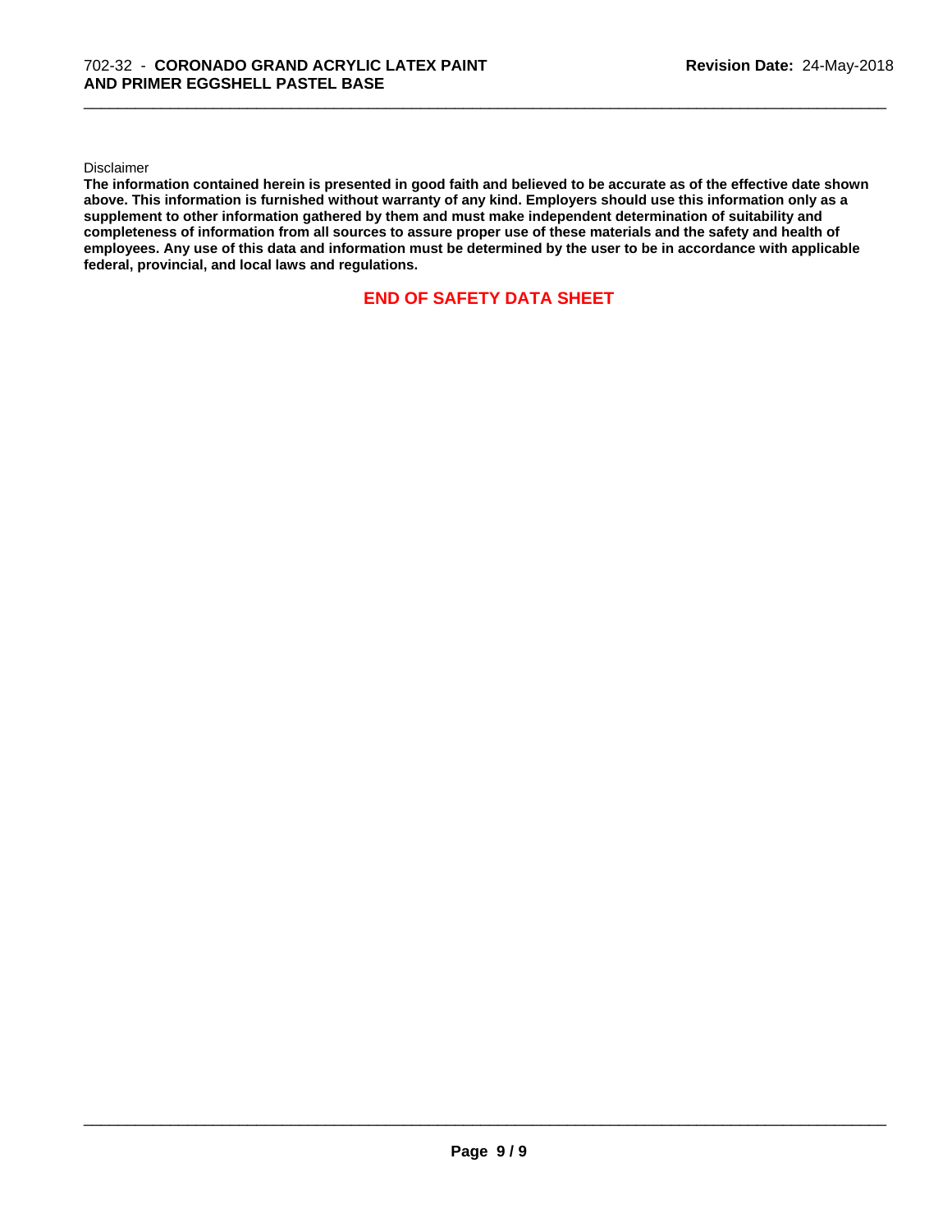Disclaimer

**The information contained herein is presented in good faith and believed to be accurate as of the effective date shown above. This information is furnished without warranty of any kind. Employers should use this information only as a supplement to other information gathered by them and must make independent determination of suitability and completeness of information from all sources to assure proper use of these materials and the safety and health of employees. Any use of this data and information must be determined by the user to be in accordance with applicable federal, provincial, and local laws and regulations.**

**END OF SAFETY DATA SHEET**